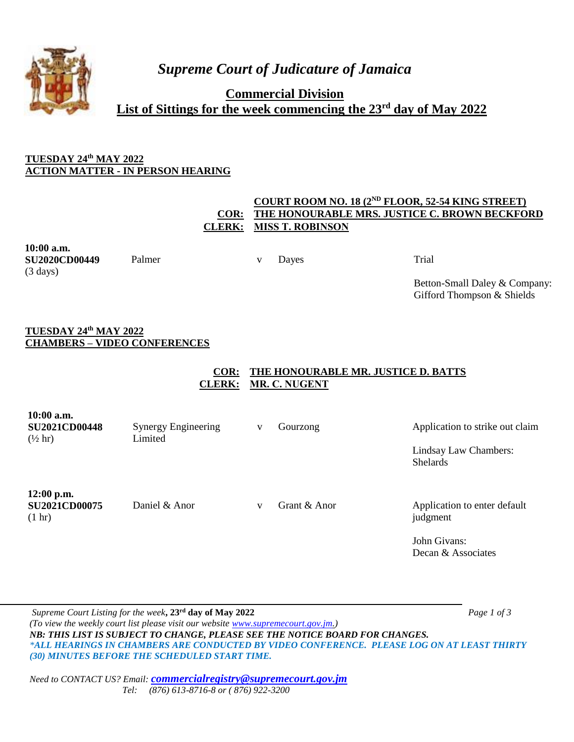# *Supreme Court of Judicature of Jamaica*

## Commercial Division

## List of Sittings for the week commencing the 23rd day of May 2022

**TUESDAY 24th MAY 2022**
**ACTION MATTER - IN PERSON HEARING**

**COURT ROOM NO. 18 (2ND FLOOR, 52-54 KING STREET)**
**COR: THE HONOURABLE MRS. JUSTICE C. BROWN BECKFORD**
**CLERK: MISS T. ROBINSON**

| Time / Claim No. | Claimant | | Defendant | Matter / Attorneys |
|---|---|---|---|---|
| **10:00 a.m.** **SU2020CD00449** (3 days) | Palmer | v | Dayes | Trial<br><br>Betton-Small Daley & Company: Gifford Thompson & Shields |

**TUESDAY 24th MAY 2022**
**CHAMBERS – VIDEO CONFERENCES**

**COR: THE HONOURABLE MR. JUSTICE D. BATTS**
**CLERK: MR. C. NUGENT**

| Time / Claim No. | Claimant | | Defendant | Matter / Attorneys |
|---|---|---|---|---|
| **10:00 a.m.** **SU2021CD00448** (½ hr) | Synergy Engineering Limited | v | Gourzong | Application to strike out claim<br><br>Lindsay Law Chambers: Shelards |
| **12:00 p.m.** **SU2021CD00075** (1 hr) | Daniel & Anor | v | Grant & Anor | Application to enter default judgment<br><br>John Givans: Decan & Associates |

*Supreme Court Listing for the week*, **23rd day of May 2022**
*(To view the weekly court list please visit our website www.supremecourt.gov.jm.)*
***NB: THIS LIST IS SUBJECT TO CHANGE, PLEASE SEE THE NOTICE BOARD FOR CHANGES.***
****ALL HEARINGS IN CHAMBERS ARE CONDUCTED BY VIDEO CONFERENCE. PLEASE LOG ON AT LEAST THIRTY (30) MINUTES BEFORE THE SCHEDULED START TIME.***

*Need to CONTACT US? Email:* ***commercialregistry@supremecourt.gov.jm***
*Tel: (876) 613-8716-8 or ( 876) 922-3200*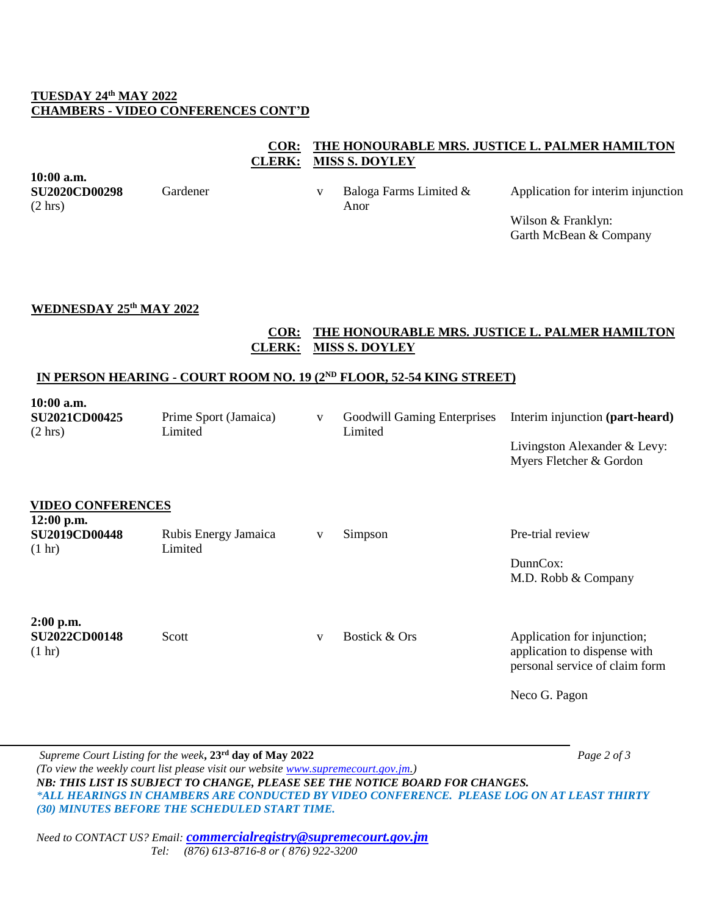**TUESDAY 24th MAY 2022**
**CHAMBERS - VIDEO CONFERENCES CONT'D**

**COR: THE HONOURABLE MRS. JUSTICE L. PALMER HAMILTON**
**CLERK: MISS S. DOYLEY**

| Time / Claim No. | Claimant | | Defendant | Matter / Attorneys |
|---|---|---|---|---|
| **10:00 a.m.** **SU2020CD00298** (2 hrs) | Gardener | v | Baloga Farms Limited & Anor | Application for interim injunction; Wilson & Franklyn: Garth McBean & Company |

**WEDNESDAY 25th MAY 2022**

**COR: THE HONOURABLE MRS. JUSTICE L. PALMER HAMILTON**
**CLERK: MISS S. DOYLEY**

**IN PERSON HEARING - COURT ROOM NO. 19 (2ND FLOOR, 52-54 KING STREET)**

| Time / Claim No. | Claimant | | Defendant | Matter / Attorneys |
|---|---|---|---|---|
| **10:00 a.m.** **SU2021CD00425** (2 hrs) | Prime Sport (Jamaica) Limited | v | Goodwill Gaming Enterprises Limited | Interim injunction **(part-heard)**; Livingston Alexander & Levy: Myers Fletcher & Gordon |

**VIDEO CONFERENCES**

| Time / Claim No. | Claimant | | Defendant | Matter / Attorneys |
|---|---|---|---|---|
| **12:00 p.m.** **SU2019CD00448** (1 hr) | Rubis Energy Jamaica Limited | v | Simpson | Pre-trial review; DunnCox: M.D. Robb & Company |
| **2:00 p.m.** **SU2022CD00148** (1 hr) | Scott | v | Bostick & Ors | Application for injunction; application to dispense with personal service of claim form; Neco G. Pagon |

*Supreme Court Listing for the week*, **23rd day of May 2022**
*(To view the weekly court list please visit our website www.supremecourt.gov.jm.)*
***NB: THIS LIST IS SUBJECT TO CHANGE, PLEASE SEE THE NOTICE BOARD FOR CHANGES.***
****ALL HEARINGS IN CHAMBERS ARE CONDUCTED BY VIDEO CONFERENCE. PLEASE LOG ON AT LEAST THIRTY (30) MINUTES BEFORE THE SCHEDULED START TIME.***

*Need to CONTACT US? Email:* ***commercialregistry@supremecourt.gov.jm***
*Tel: (876) 613-8716-8 or ( 876) 922-3200*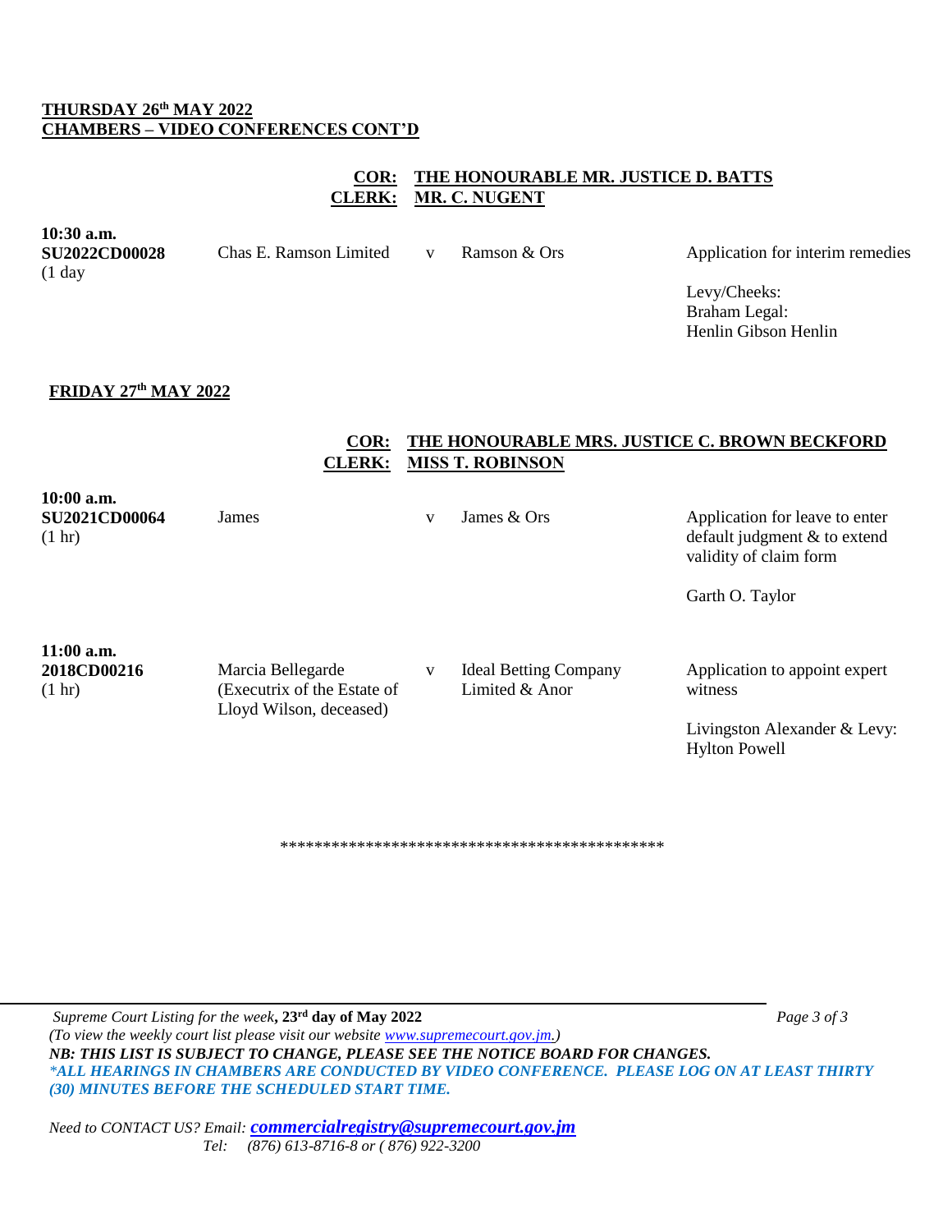**THURSDAY 26th MAY 2022**
**CHAMBERS – VIDEO CONFERENCES CONT'D**

**COR: THE HONOURABLE MR. JUSTICE D. BATTS**
**CLERK: MR. C. NUGENT**

| | | | | |
|---|---|---|---|---|
| **10:30 a.m.** **SU2022CD00028** (1 day | Chas E. Ramson Limited | v | Ramson & Ors | Application for interim remedies<br><br>Levy/Cheeks:<br>Braham Legal:<br>Henlin Gibson Henlin |

**FRIDAY 27th MAY 2022**

**COR: THE HONOURABLE MRS. JUSTICE C. BROWN BECKFORD**
**CLERK: MISS T. ROBINSON**

| | | | | |
|---|---|---|---|---|
| **10:00 a.m.** **SU2021CD00064** (1 hr) | James | v | James & Ors | Application for leave to enter default judgment & to extend validity of claim form<br><br>Garth O. Taylor |
| **11:00 a.m.** **2018CD00216** (1 hr) | Marcia Bellegarde (Executrix of the Estate of Lloyd Wilson, deceased) | v | Ideal Betting Company Limited & Anor | Application to appoint expert witness<br><br>Livingston Alexander & Levy:<br>Hylton Powell |

*********************************************

*Supreme Court Listing for the week*, **23rd day of May 2022**
*(To view the weekly court list please visit our website www.supremecourt.gov.jm.)*
***NB: THIS LIST IS SUBJECT TO CHANGE, PLEASE SEE THE NOTICE BOARD FOR CHANGES.***
****ALL HEARINGS IN CHAMBERS ARE CONDUCTED BY VIDEO CONFERENCE. PLEASE LOG ON AT LEAST THIRTY (30) MINUTES BEFORE THE SCHEDULED START TIME.***

*Need to CONTACT US? Email:* ***commercialregistry@supremecourt.gov.jm***
*Tel: (876) 613-8716-8 or ( 876) 922-3200*